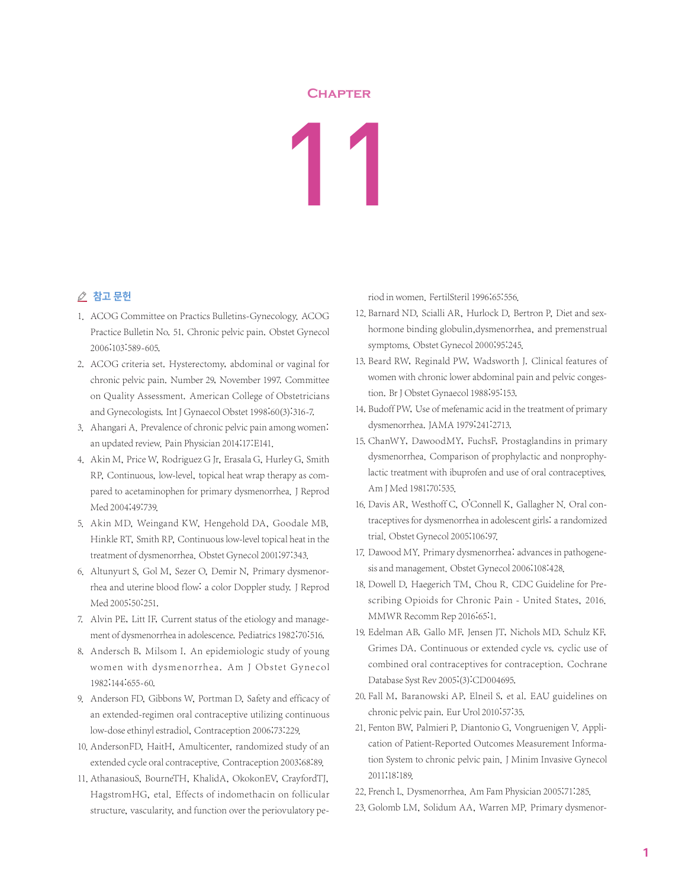# Chapter 11

## 참고 문헌

1. ACOG Committee on Practics Bulletins-Gynecology. ACOG Practice Bulletin No. 51. Chronic pelvic pain. Obstet Gynecol 2006;103:589-605.
2. ACOG criteria set. Hysterectomy, abdominal or vaginal for chronic pelvic pain. Number 29, November 1997. Committee on Quality Assessment. American College of Obstetricians and Gynecologists. Int J Gynaecol Obstet 1998;60(3):316-7.
3. Ahangari A. Prevalence of chronic pelvic pain among women: an updated review. Pain Physician 2014;17:E141.
4. Akin M, Price W, Rodriguez G Jr, Erasala G, Hurley G, Smith RP. Continuous, low-level, topical heat wrap therapy as compared to acetaminophen for primary dysmenorrhea. J Reprod Med 2004;49:739.
5. Akin MD, Weingand KW, Hengehold DA, Goodale MB, Hinkle RT, Smith RP. Continuous low-level topical heat in the treatment of dysmenorrhea. Obstet Gynecol 2001;97:343.
6. Altunyurt S, Gol M, Sezer O, Demir N. Primary dysmenorrhea and uterine blood flow: a color Doppler study. J Reprod Med 2005;50:251.
7. Alvin PE, Litt IF. Current status of the etiology and management of dysmenorrhea in adolescence. Pediatrics 1982;70:516.
8. Andersch B, Milsom I. An epidemiologic study of young women with dysmenorrhea. Am J Obstet Gynecol 1982;144:655-60.
9. Anderson FD, Gibbons W, Portman D. Safety and efficacy of an extended-regimen oral contraceptive utilizing continuous low-dose ethinyl estradiol. Contraception 2006;73:229.
10. AndersonFD, HaitH. Amulticenter, randomized study of an extended cycle oral contraceptive. Contraception 2003;68:89.
11. AthanasiouS, BourneTH, KhalidA, OkokonEV, CrayfordTJ, HagstromHG, etal. Effects of indomethacin on follicular structure, vascularity, and function over the periovulatory period in women. FertilSteril 1996;65:556.
12. Barnard ND, Scialli AR, Hurlock D, Bertron P. Diet and sex-hormone binding globulin,dysmenorrhea, and premenstrual symptoms. Obstet Gynecol 2000;95:245.
13. Beard RW, Reginald PW, Wadsworth J. Clinical features of women with chronic lower abdominal pain and pelvic congestion. Br J Obstet Gynaecol 1988;95:153.
14. Budoff PW. Use of mefenamic acid in the treatment of primary dysmenorrhea. JAMA 1979;241:2713.
15. ChanWY, DawoodMY, FuchsF. Prostaglandins in primary dysmenorrhea. Comparison of prophylactic and nonprophylactic treatment with ibuprofen and use of oral contraceptives. Am J Med 1981;70:535.
16. Davis AR, Westhoff C, O'Connell K, Gallagher N. Oral contraceptives for dysmenorrhea in adolescent girls: a randomized trial. Obstet Gynecol 2005;106:97.
17. Dawood MY. Primary dysmenorrhea: advances in pathogenesis and management. Obstet Gynecol 2006;108:428.
18. Dowell D, Haegerich TM, Chou R. CDC Guideline for Prescribing Opioids for Chronic Pain - United States, 2016. MMWR Recomm Rep 2016;65:1.
19. Edelman AB, Gallo MF, Jensen JT, Nichols MD, Schulz KF, Grimes DA. Continuous or extended cycle vs. cyclic use of combined oral contraceptives for contraception. Cochrane Database Syst Rev 2005;(3):CD004695.
20. Fall M, Baranowski AP, Elneil S, et al. EAU guidelines on chronic pelvic pain. Eur Urol 2010;57:35.
21. Fenton BW, Palmieri P, Diantonio G, Vongruenigen V. Application of Patient-Reported Outcomes Measurement Information System to chronic pelvic pain. J Minim Invasive Gynecol 2011;18:189.
22. French L. Dysmenorrhea. Am Fam Physician 2005;71:285.
23. Golomb LM, Solidum AA, Warren MP. Primary dysmenor-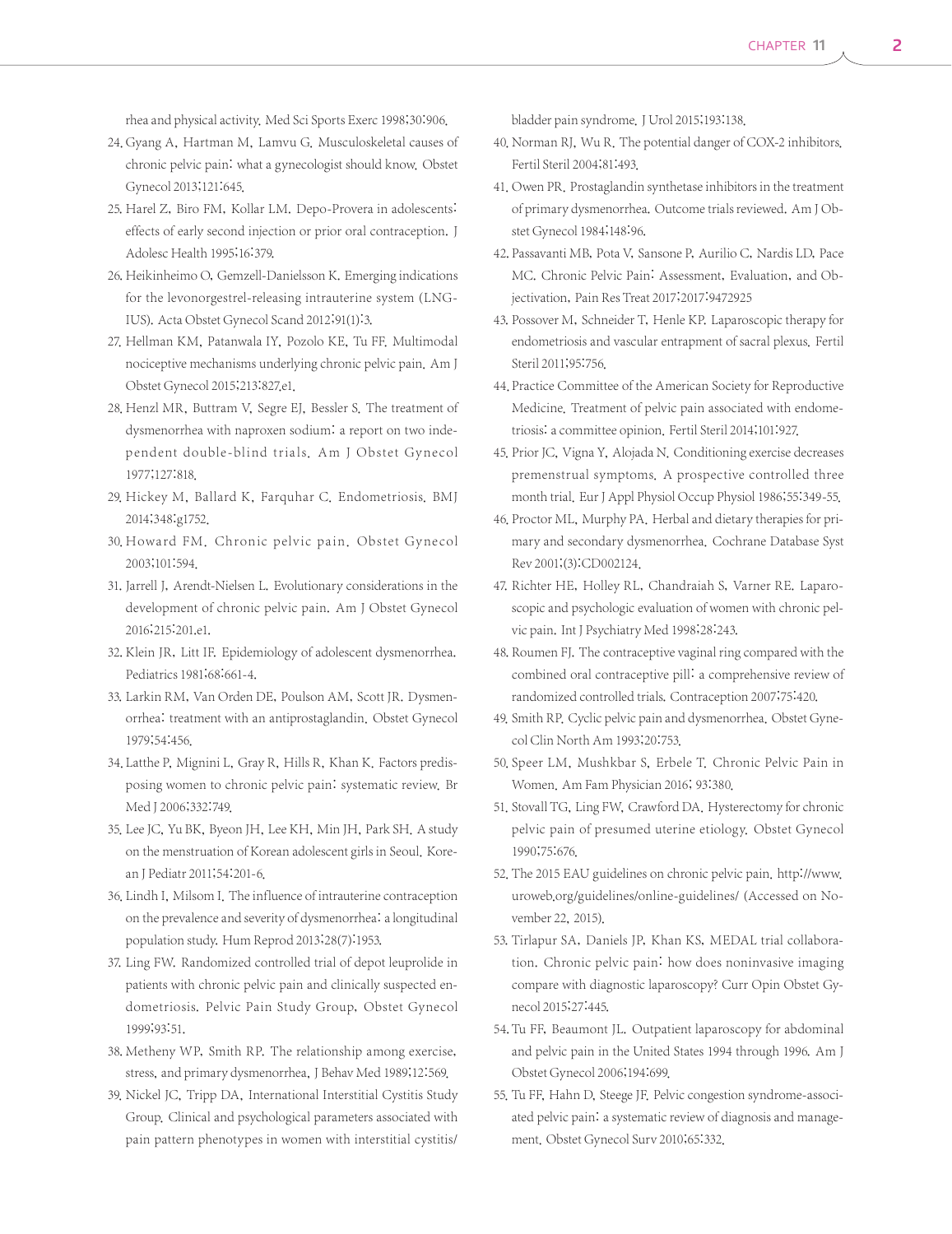rhea and physical activity. Med Sci Sports Exerc 1998;30:906.

24. Gyang A, Hartman M, Lamvu G. Musculoskeletal causes of chronic pelvic pain: what a gynecologist should know. Obstet Gynecol 2013;121:645.
25. Harel Z, Biro FM, Kollar LM. Depo-Provera in adolescents: effects of early second injection or prior oral contraception. J Adolesc Health 1995;16:379.
26. Heikinheimo O, Gemzell-Danielsson K. Emerging indications for the levonorgestrel-releasing intrauterine system (LNG-IUS). Acta Obstet Gynecol Scand 2012;91(1):3.
27. Hellman KM, Patanwala IY, Pozolo KE, Tu FF. Multimodal nociceptive mechanisms underlying chronic pelvic pain. Am J Obstet Gynecol 2015;213:827.e1.
28. Henzl MR, Buttram V, Segre EJ, Bessler S. The treatment of dysmenorrhea with naproxen sodium: a report on two independent double-blind trials. Am J Obstet Gynecol 1977;127:818.
29. Hickey M, Ballard K, Farquhar C. Endometriosis. BMJ 2014;348:g1752.
30. Howard FM. Chronic pelvic pain. Obstet Gynecol 2003;101:594.
31. Jarrell J, Arendt-Nielsen L. Evolutionary considerations in the development of chronic pelvic pain. Am J Obstet Gynecol 2016;215:201.e1.
32. Klein JR, Litt IF. Epidemiology of adolescent dysmenorrhea. Pediatrics 1981;68:661-4.
33. Larkin RM, Van Orden DE, Poulson AM, Scott JR. Dysmenorrhea: treatment with an antiprostaglandin. Obstet Gynecol 1979;54:456.
34. Latthe P, Mignini L, Gray R, Hills R, Khan K. Factors predisposing women to chronic pelvic pain: systematic review. Br Med J 2006;332:749.
35. Lee JC, Yu BK, Byeon JH, Lee KH, Min JH, Park SH. A study on the menstruation of Korean adolescent girls in Seoul. Korean J Pediatr 2011;54:201-6.
36. Lindh I, Milsom I. The influence of intrauterine contraception on the prevalence and severity of dysmenorrhea: a longitudinal population study. Hum Reprod 2013;28(7):1953.
37. Ling FW. Randomized controlled trial of depot leuprolide in patients with chronic pelvic pain and clinically suspected endometriosis. Pelvic Pain Study Group. Obstet Gynecol 1999;93:51.
38. Metheny WP, Smith RP. The relationship among exercise, stress, and primary dysmenorrhea. J Behav Med 1989;12:569.
39. Nickel JC, Tripp DA, International Interstitial Cystitis Study Group. Clinical and psychological parameters associated with pain pattern phenotypes in women with interstitial cystitis/bladder pain syndrome. J Urol 2015;193:138.
40. Norman RJ, Wu R. The potential danger of COX-2 inhibitors. Fertil Steril 2004;81:493.
41. Owen PR. Prostaglandin synthetase inhibitors in the treatment of primary dysmenorrhea. Outcome trials reviewed. Am J Obstet Gynecol 1984;148:96.
42. Passavanti MB, Pota V, Sansone P, Aurilio C, Nardis LD, Pace MC. Chronic Pelvic Pain: Assessment, Evaluation, and Objectivation. Pain Res Treat 2017;2017:9472925
43. Possover M, Schneider T, Henle KP. Laparoscopic therapy for endometriosis and vascular entrapment of sacral plexus. Fertil Steril 2011;95:756.
44. Practice Committee of the American Society for Reproductive Medicine. Treatment of pelvic pain associated with endometriosis: a committee opinion. Fertil Steril 2014;101:927.
45. Prior JC, Vigna Y, Alojada N. Conditioning exercise decreases premenstrual symptoms. A prospective controlled three month trial. Eur J Appl Physiol Occup Physiol 1986;55:349-55.
46. Proctor ML, Murphy PA. Herbal and dietary therapies for primary and secondary dysmenorrhea. Cochrane Database Syst Rev 2001;(3):CD002124.
47. Richter HE, Holley RL, Chandraiah S, Varner RE. Laparoscopic and psychologic evaluation of women with chronic pelvic pain. Int J Psychiatry Med 1998;28:243.
48. Roumen FJ. The contraceptive vaginal ring compared with the combined oral contraceptive pill: a comprehensive review of randomized controlled trials. Contraception 2007;75:420.
49. Smith RP. Cyclic pelvic pain and dysmenorrhea. Obstet Gynecol Clin North Am 1993;20:753.
50. Speer LM, Mushkbar S, Erbele T. Chronic Pelvic Pain in Women. Am Fam Physician 2016; 93:380.
51. Stovall TG, Ling FW, Crawford DA. Hysterectomy for chronic pelvic pain of presumed uterine etiology. Obstet Gynecol 1990;75:676.
52. The 2015 EAU guidelines on chronic pelvic pain. http://www.uroweb.org/guidelines/online-guidelines/ (Accessed on November 22, 2015).
53. Tirlapur SA, Daniels JP, Khan KS, MEDAL trial collaboration. Chronic pelvic pain: how does noninvasive imaging compare with diagnostic laparoscopy? Curr Opin Obstet Gynecol 2015;27:445.
54. Tu FF, Beaumont JL. Outpatient laparoscopy for abdominal and pelvic pain in the United States 1994 through 1996. Am J Obstet Gynecol 2006;194:699.
55. Tu FF, Hahn D, Steege JF. Pelvic congestion syndrome-associated pelvic pain: a systematic review of diagnosis and management. Obstet Gynecol Surv 2010;65:332.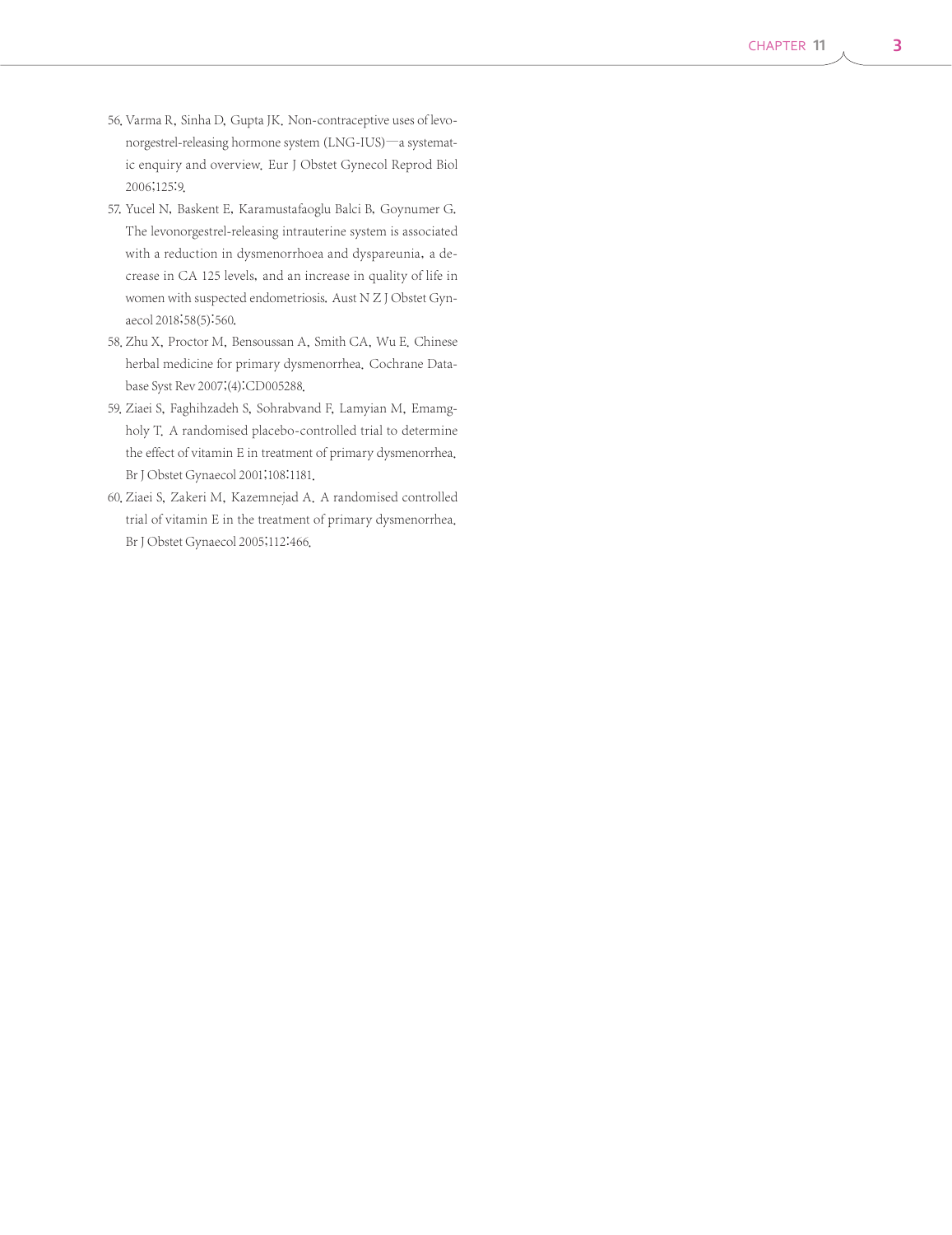56. Varma R, Sinha D, Gupta JK. Non-contraceptive uses of levonorgestrel-releasing hormone system (LNG-IUS)—a systematic enquiry and overview. Eur J Obstet Gynecol Reprod Biol 2006;125:9.
57. Yucel N, Baskent E, Karamustafaoglu Balci B, Goynumer G. The levonorgestrel-releasing intrauterine system is associated with a reduction in dysmenorrhoea and dyspareunia, a decrease in CA 125 levels, and an increase in quality of life in women with suspected endometriosis. Aust N Z J Obstet Gynaecol 2018;58(5):560.
58. Zhu X, Proctor M, Bensoussan A, Smith CA, Wu E. Chinese herbal medicine for primary dysmenorrhea. Cochrane Database Syst Rev 2007;(4):CD005288.
59. Ziaei S, Faghihzadeh S, Sohrabvand F, Lamyian M, Emamgholy T. A randomised placebo-controlled trial to determine the effect of vitamin E in treatment of primary dysmenorrhea. Br J Obstet Gynaecol 2001;108:1181.
60. Ziaei S, Zakeri M, Kazemnejad A. A randomised controlled trial of vitamin E in the treatment of primary dysmenorrhea. Br J Obstet Gynaecol 2005;112:466.